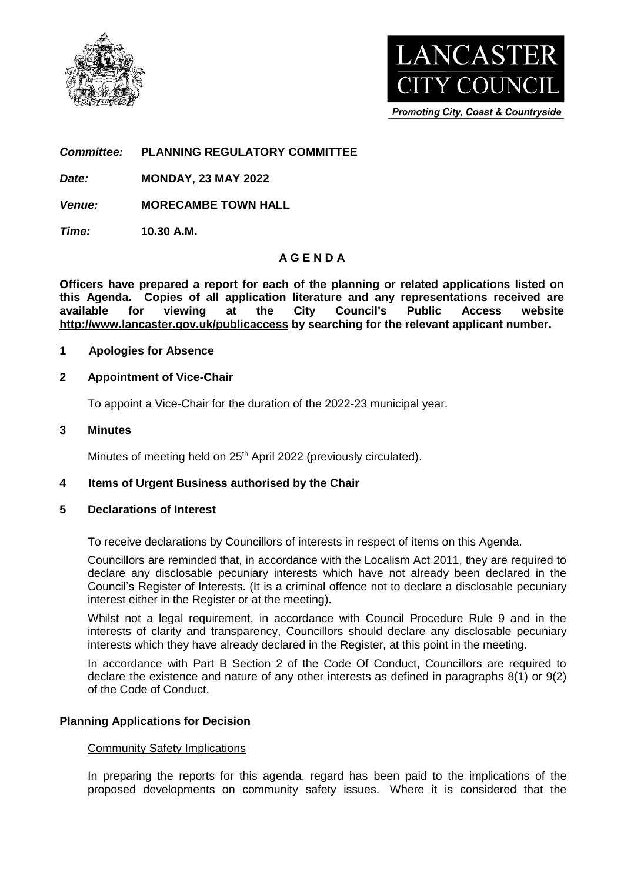LANCASTER CITY COUNCIL

*Promoting City, Coast & Countryside*

***Committee:*** **PLANNING REGULATORY COMMITTEE**

***Date:*** **MONDAY, 23 MAY 2022**

***Venue:*** **MORECAMBE TOWN HALL**

***Time:*** **10.30 A.M.**

**A G E N D A**

**Officers have prepared a report for each of the planning or related applications listed on this Agenda. Copies of all application literature and any representations received are available for viewing at the City Council's Public Access website http://www.lancaster.gov.uk/publicaccess by searching for the relevant applicant number.**

**1 Apologies for Absence**

**2 Appointment of Vice-Chair**

To appoint a Vice-Chair for the duration of the 2022-23 municipal year.

**3 Minutes**

Minutes of meeting held on 25th April 2022 (previously circulated).

**4 Items of Urgent Business authorised by the Chair**

**5 Declarations of Interest**

To receive declarations by Councillors of interests in respect of items on this Agenda.

Councillors are reminded that, in accordance with the Localism Act 2011, they are required to declare any disclosable pecuniary interests which have not already been declared in the Council's Register of Interests. (It is a criminal offence not to declare a disclosable pecuniary interest either in the Register or at the meeting).

Whilst not a legal requirement, in accordance with Council Procedure Rule 9 and in the interests of clarity and transparency, Councillors should declare any disclosable pecuniary interests which they have already declared in the Register, at this point in the meeting.

In accordance with Part B Section 2 of the Code Of Conduct, Councillors are required to declare the existence and nature of any other interests as defined in paragraphs 8(1) or 9(2) of the Code of Conduct.

**Planning Applications for Decision**

Community Safety Implications

In preparing the reports for this agenda, regard has been paid to the implications of the proposed developments on community safety issues. Where it is considered that the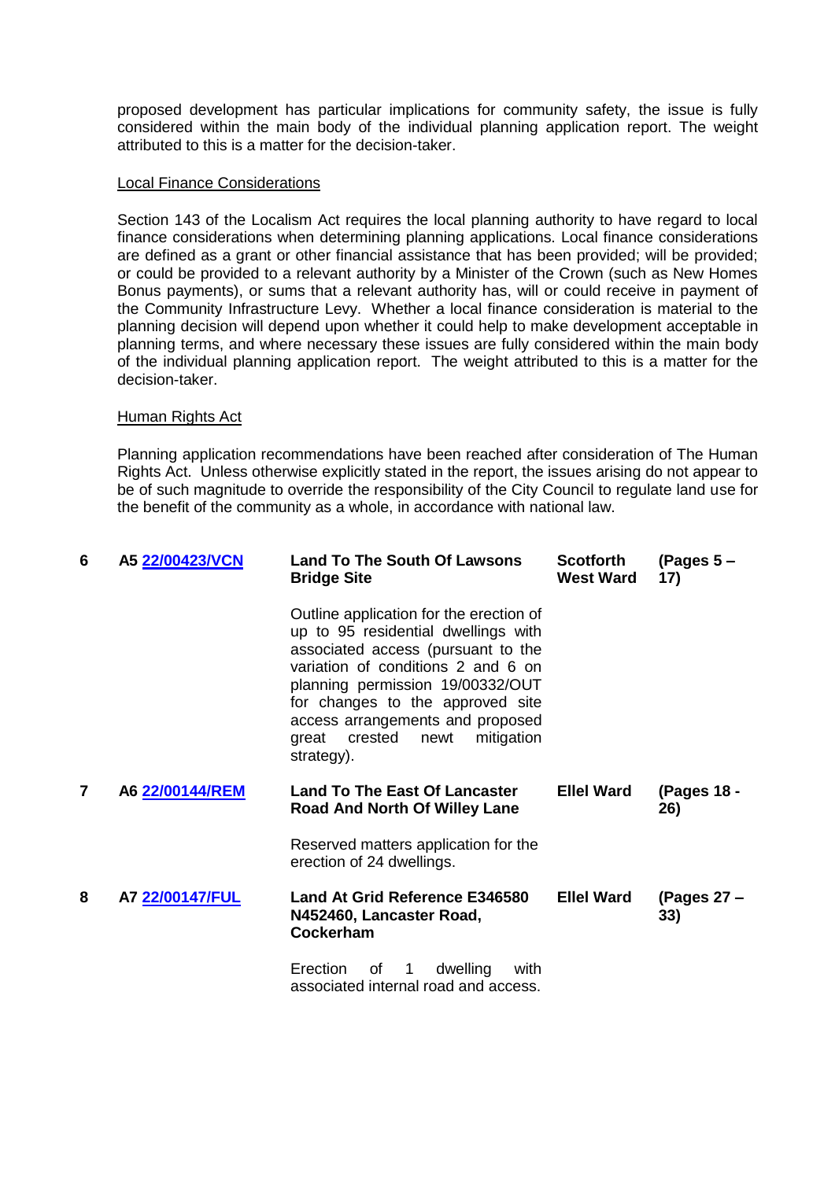proposed development has particular implications for community safety, the issue is fully considered within the main body of the individual planning application report. The weight attributed to this is a matter for the decision-taker.

Local Finance Considerations

Section 143 of the Localism Act requires the local planning authority to have regard to local finance considerations when determining planning applications. Local finance considerations are defined as a grant or other financial assistance that has been provided; will be provided; or could be provided to a relevant authority by a Minister of the Crown (such as New Homes Bonus payments), or sums that a relevant authority has, will or could receive in payment of the Community Infrastructure Levy. Whether a local finance consideration is material to the planning decision will depend upon whether it could help to make development acceptable in planning terms, and where necessary these issues are fully considered within the main body of the individual planning application report. The weight attributed to this is a matter for the decision-taker.

Human Rights Act

Planning application recommendations have been reached after consideration of The Human Rights Act. Unless otherwise explicitly stated in the report, the issues arising do not appear to be of such magnitude to override the responsibility of the City Council to regulate land use for the benefit of the community as a whole, in accordance with national law.

| | | | | |
|---|---|---|---|---|
| **6** | **A5 [22/00423/VCN]** | **Land To The South Of Lawsons Bridge Site**<br><br>Outline application for the erection of up to 95 residential dwellings with associated access (pursuant to the variation of conditions 2 and 6 on planning permission 19/00332/OUT for changes to the approved site access arrangements and proposed great crested newt mitigation strategy). | **Scotforth West Ward** | **(Pages 5 – 17)** |
| **7** | **A6 [22/00144/REM]** | **Land To The East Of Lancaster Road And North Of Willey Lane**<br><br>Reserved matters application for the erection of 24 dwellings. | **Ellel Ward** | **(Pages 18 - 26)** |
| **8** | **A7 [22/00147/FUL]** | **Land At Grid Reference E346580 N452460, Lancaster Road, Cockerham**<br><br>Erection of 1 dwelling with associated internal road and access. | **Ellel Ward** | **(Pages 27 – 33)** |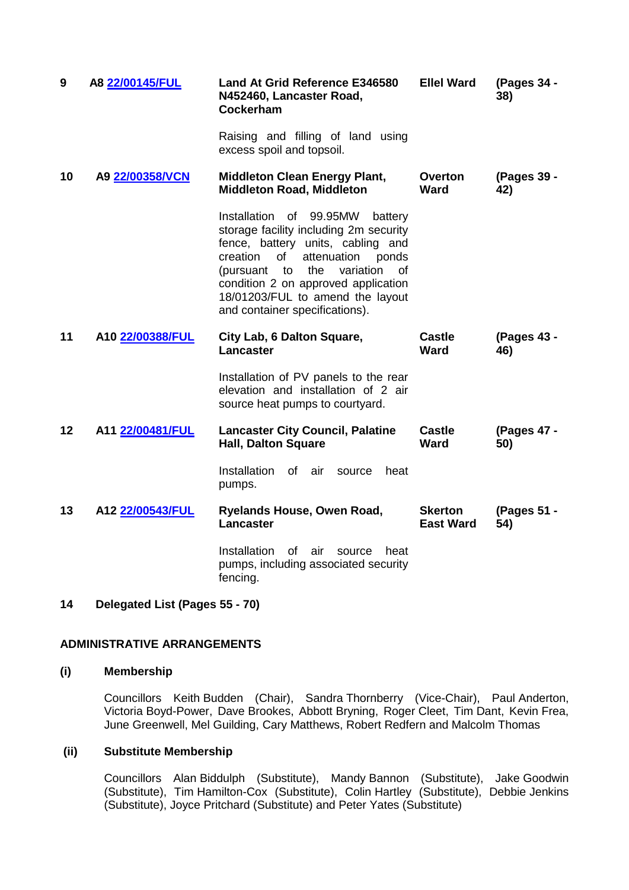| | | | | |
|---|---|---|---|---|
| 9 | A8 22/00145/FUL | **Land At Grid Reference E346580 N452460, Lancaster Road, Cockerham**<br><br>Raising and filling of land using excess spoil and topsoil. | **Ellel Ward** | **(Pages 34 - 38)** |
| 10 | A9 22/00358/VCN | **Middleton Clean Energy Plant, Middleton Road, Middleton**<br><br>Installation of 99.95MW battery storage facility including 2m security fence, battery units, cabling and creation of attenuation ponds (pursuant to the variation of condition 2 on approved application 18/01203/FUL to amend the layout and container specifications). | **Overton Ward** | **(Pages 39 - 42)** |
| 11 | A10 22/00388/FUL | **City Lab, 6 Dalton Square, Lancaster**<br><br>Installation of PV panels to the rear elevation and installation of 2 air source heat pumps to courtyard. | **Castle Ward** | **(Pages 43 - 46)** |
| 12 | A11 22/00481/FUL | **Lancaster City Council, Palatine Hall, Dalton Square**<br><br>Installation of air source heat pumps. | **Castle Ward** | **(Pages 47 - 50)** |
| 13 | A12 22/00543/FUL | **Ryelands House, Owen Road, Lancaster**<br><br>Installation of air source heat pumps, including associated security fencing. | **Skerton East Ward** | **(Pages 51 - 54)** |

**14 Delegated List (Pages 55 - 70)**

## ADMINISTRATIVE ARRANGEMENTS

### (i) Membership

Councillors Keith Budden (Chair), Sandra Thornberry (Vice-Chair), Paul Anderton, Victoria Boyd-Power, Dave Brookes, Abbott Bryning, Roger Cleet, Tim Dant, Kevin Frea, June Greenwell, Mel Guilding, Cary Matthews, Robert Redfern and Malcolm Thomas

### (ii) Substitute Membership

Councillors Alan Biddulph (Substitute), Mandy Bannon (Substitute), Jake Goodwin (Substitute), Tim Hamilton-Cox (Substitute), Colin Hartley (Substitute), Debbie Jenkins (Substitute), Joyce Pritchard (Substitute) and Peter Yates (Substitute)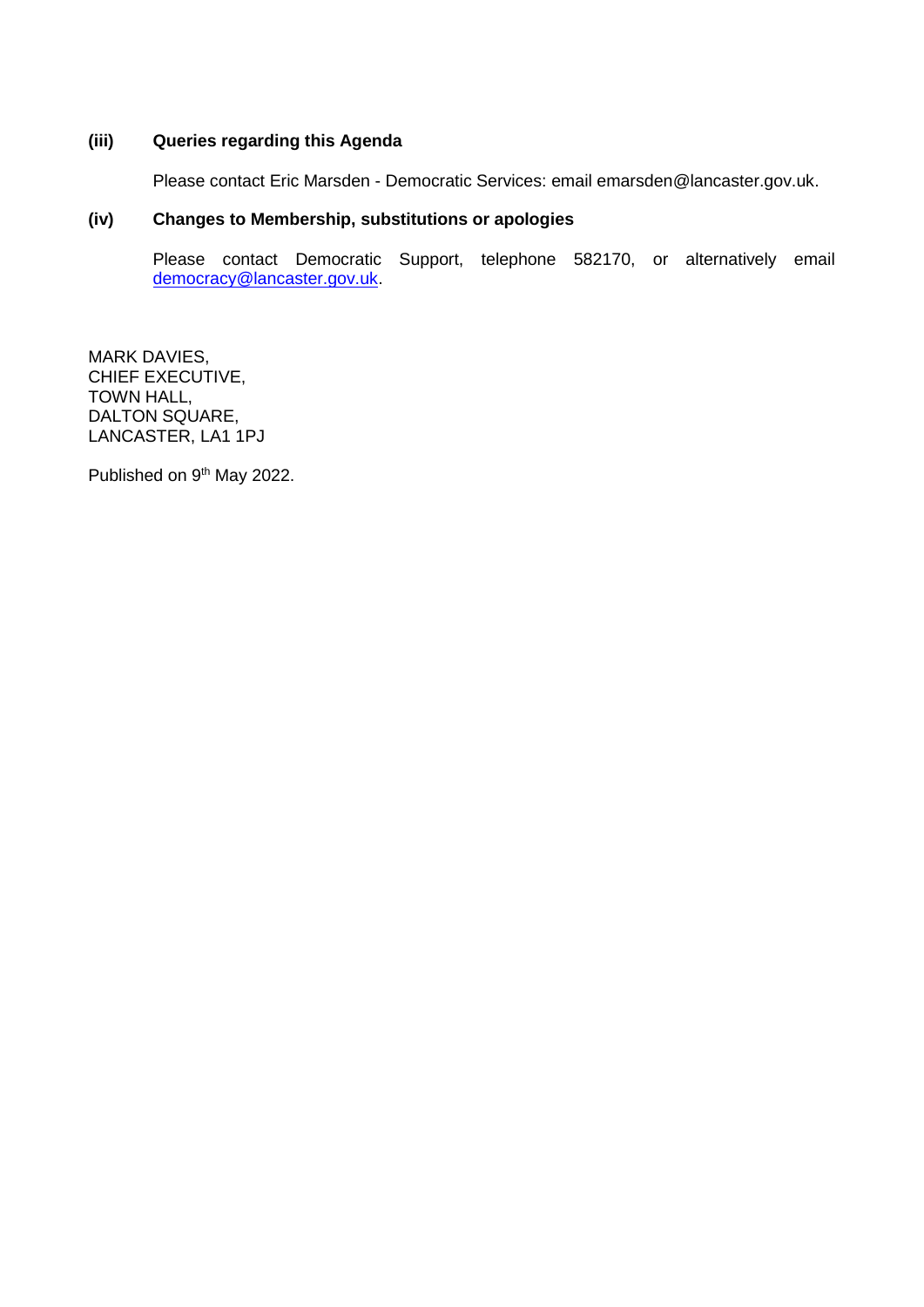**(iii) Queries regarding this Agenda**

Please contact Eric Marsden - Democratic Services: email emarsden@lancaster.gov.uk.

**(iv) Changes to Membership, substitutions or apologies**

Please contact Democratic Support, telephone 582170, or alternatively email democracy@lancaster.gov.uk.

MARK DAVIES,
CHIEF EXECUTIVE,
TOWN HALL,
DALTON SQUARE,
LANCASTER, LA1 1PJ

Published on 9th May 2022.